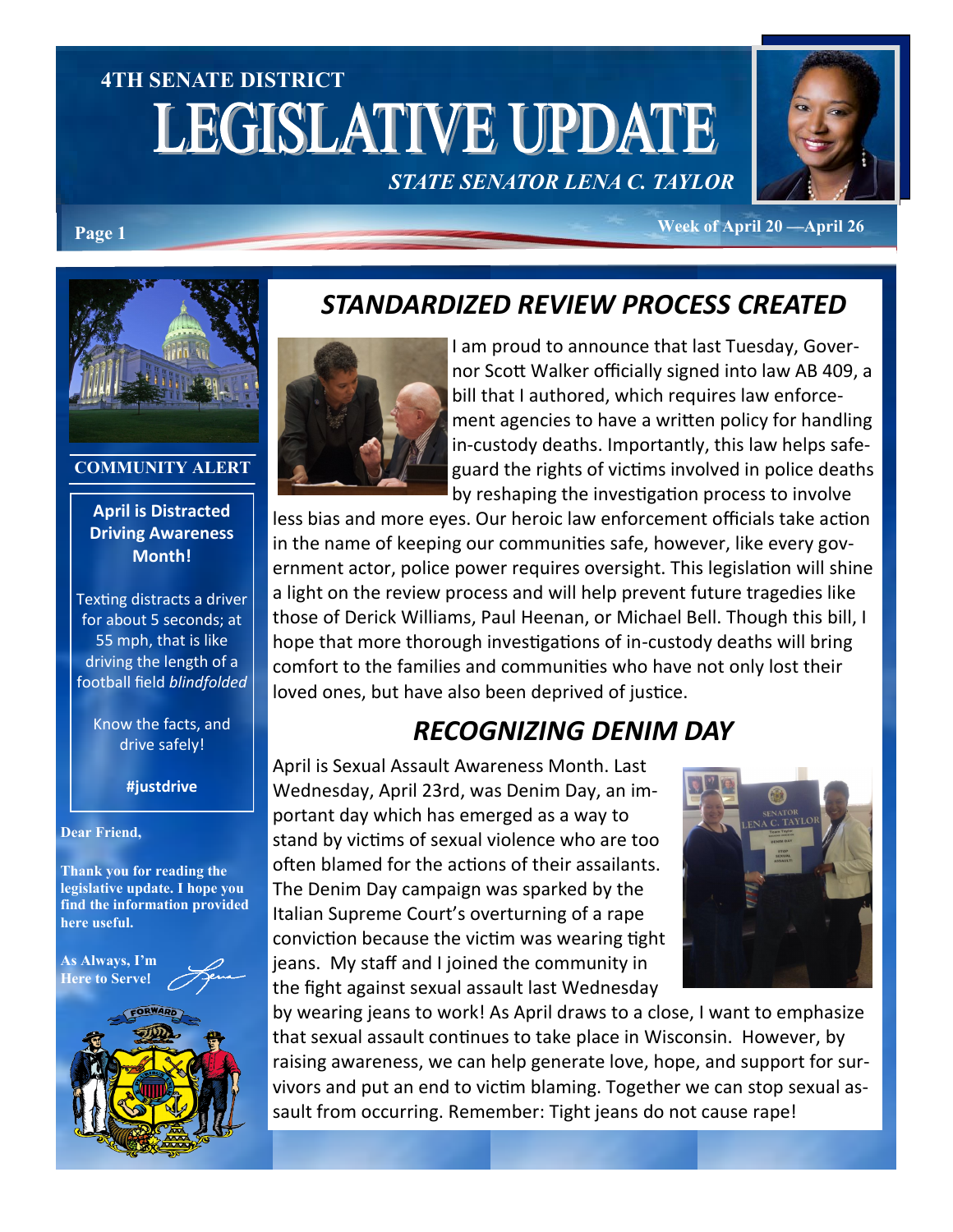4TH SENATE DISTRICT

# LEGISLATIVE UPDATE

*STATE SENATOR LENA C. TAYLOR*

Week of April 20 —April 26

## STANDARDIZED REVIEW PROCESS CREATED

I am proud to announce that last Tuesday, Governor Scott Walker officially signed into law AB 409, a bill that I authored, which requires law enforcement agencies to have a written policy for handling in-custody deaths. Importantly, this law helps safeguard the rights of victims involved in police deaths by reshaping the investigation process to involve less bias and more eyes. Our heroic law enforcement officials take action in the name of keeping our communities safe, however, like every government actor, police power requires oversight. This legislation will shine a light on the review process and will help prevent future tragedies like those of Derick Williams, Paul Heenan, or Michael Bell. Though this bill, I hope that more thorough investigations of in-custody deaths will bring comfort to the families and communities who have not only lost their loved ones, but have also been deprived of justice.

## RECOGNIZING DENIM DAY

April is Sexual Assault Awareness Month. Last Wednesday, April 23rd, was Denim Day, an important day which has emerged as a way to stand by victims of sexual violence who are too often blamed for the actions of their assailants. The Denim Day campaign was sparked by the Italian Supreme Court's overturning of a rape conviction because the victim was wearing tight jeans. My staff and I joined the community in the fight against sexual assault last Wednesday by wearing jeans to work! As April draws to a close, I want to emphasize that sexual assault continues to take place in Wisconsin. However, by raising awareness, we can help generate love, hope, and support for survivors and put an end to victim blaming. Together we can stop sexual assault from occurring. Remember: Tight jeans do not cause rape!

### COMMUNITY ALERT

**April is Distracted Driving Awareness Month!**

Texting distracts a driver for about 5 seconds; at 55 mph, that is like driving the length of a football field *blindfolded*

Know the facts, and drive safely!

**#justdrive**

**Dear Friend,**

**Thank you for reading the legislative update. I hope you find the information provided here useful.**

**As Always, I'm Here to Serve!**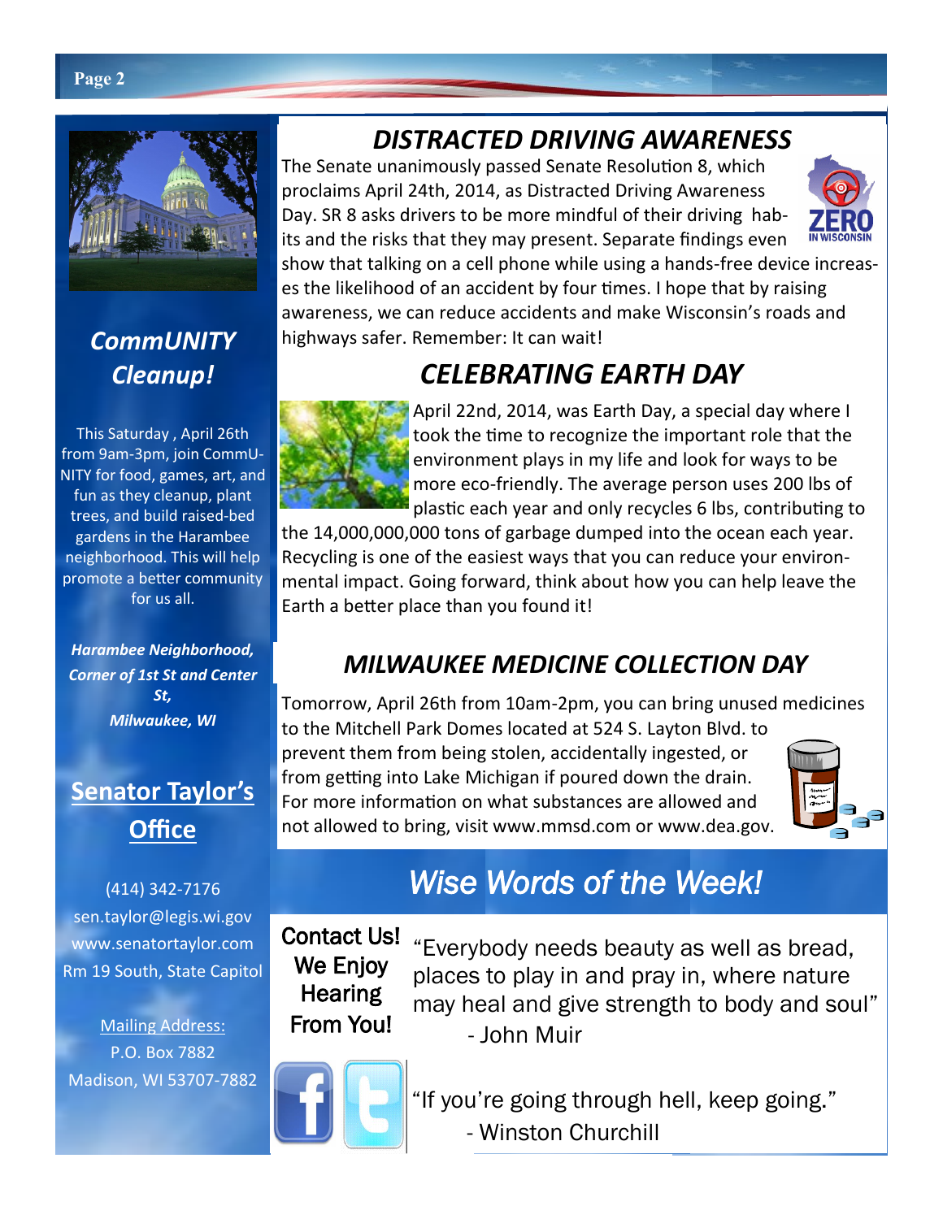## CommUNITY Cleanup!

This Saturday , April 26th from 9am-3pm, join CommUNITY for food, games, art, and fun as they cleanup, plant trees, and build raised-bed gardens in the Harambee neighborhood. This will help promote a better community for us all.

***Harambee Neighborhood, Corner of 1st St and Center St, Milwaukee, WI***

## Senator Taylor's Office

(414) 342-7176
sen.taylor@legis.wi.gov
www.senatortaylor.com
Rm 19 South, State Capitol

Mailing Address:
P.O. Box 7882
Madison, WI 53707-7882

## *DISTRACTED DRIVING AWARENESS*

The Senate unanimously passed Senate Resolution 8, which proclaims April 24th, 2014, as Distracted Driving Awareness Day. SR 8 asks drivers to be more mindful of their driving habits and the risks that they may present. Separate findings even show that talking on a cell phone while using a hands-free device increases the likelihood of an accident by four times. I hope that by raising awareness, we can reduce accidents and make Wisconsin's roads and highways safer. Remember: It can wait!

## *CELEBRATING EARTH DAY*

April 22nd, 2014, was Earth Day, a special day where I took the time to recognize the important role that the environment plays in my life and look for ways to be more eco-friendly. The average person uses 200 lbs of plastic each year and only recycles 6 lbs, contributing to the 14,000,000,000 tons of garbage dumped into the ocean each year. Recycling is one of the easiest ways that you can reduce your environmental impact. Going forward, think about how you can help leave the Earth a better place than you found it!

## *MILWAUKEE MEDICINE COLLECTION DAY*

Tomorrow, April 26th from 10am-2pm, you can bring unused medicines to the Mitchell Park Domes located at 524 S. Layton Blvd. to prevent them from being stolen, accidentally ingested, or from getting into Lake Michigan if poured down the drain. For more information on what substances are allowed and not allowed to bring, visit www.mmsd.com or www.dea.gov.

## *Wise Words of the Week!*

**Contact Us! We Enjoy Hearing From You!**

"Everybody needs beauty as well as bread, places to play in and pray in, where nature may heal and give strength to body and soul"
- John Muir

"If you're going through hell, keep going."
- Winston Churchill